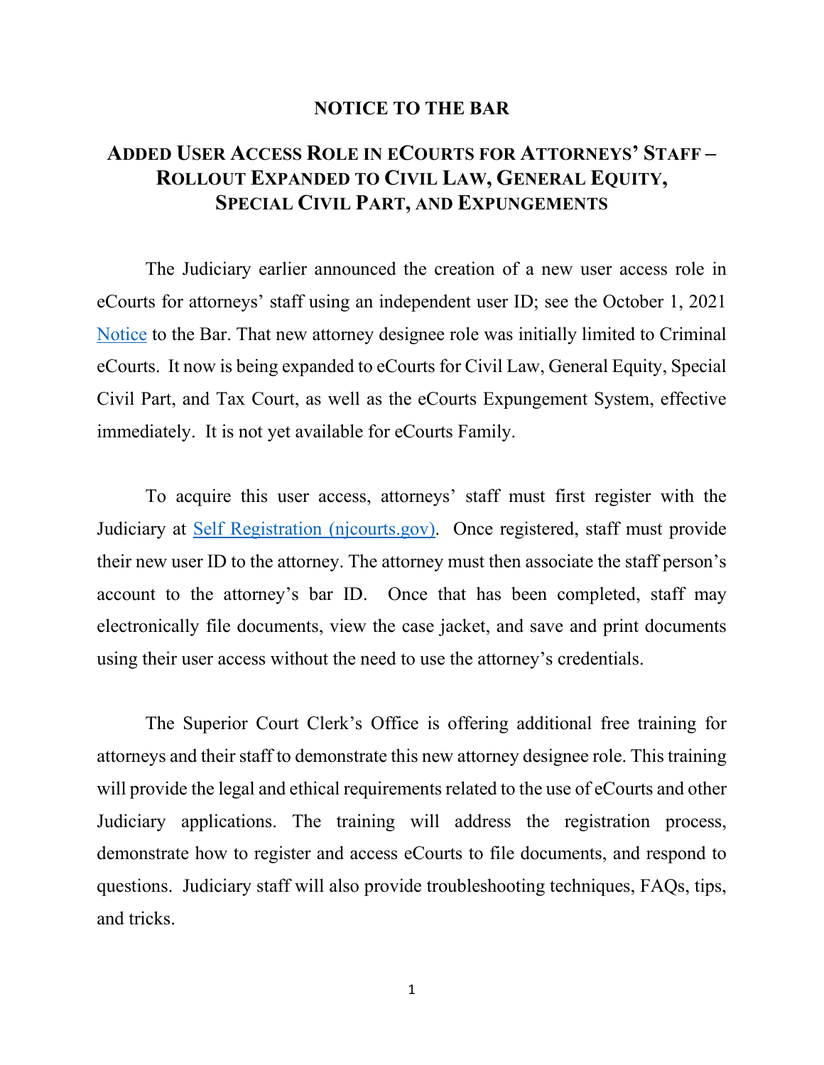# NOTICE TO THE BAR

## ADDED USER ACCESS ROLE IN ECOURTS FOR ATTORNEYS' STAFF – ROLLOUT EXPANDED TO CIVIL LAW, GENERAL EQUITY, SPECIAL CIVIL PART, AND EXPUNGEMENTS

The Judiciary earlier announced the creation of a new user access role in eCourts for attorneys' staff using an independent user ID; see the October 1, 2021 Notice to the Bar. That new attorney designee role was initially limited to Criminal eCourts. It now is being expanded to eCourts for Civil Law, General Equity, Special Civil Part, and Tax Court, as well as the eCourts Expungement System, effective immediately. It is not yet available for eCourts Family.

To acquire this user access, attorneys' staff must first register with the Judiciary at Self Registration (njcourts.gov). Once registered, staff must provide their new user ID to the attorney. The attorney must then associate the staff person's account to the attorney's bar ID. Once that has been completed, staff may electronically file documents, view the case jacket, and save and print documents using their user access without the need to use the attorney's credentials.

The Superior Court Clerk's Office is offering additional free training for attorneys and their staff to demonstrate this new attorney designee role. This training will provide the legal and ethical requirements related to the use of eCourts and other Judiciary applications. The training will address the registration process, demonstrate how to register and access eCourts to file documents, and respond to questions. Judiciary staff will also provide troubleshooting techniques, FAQs, tips, and tricks.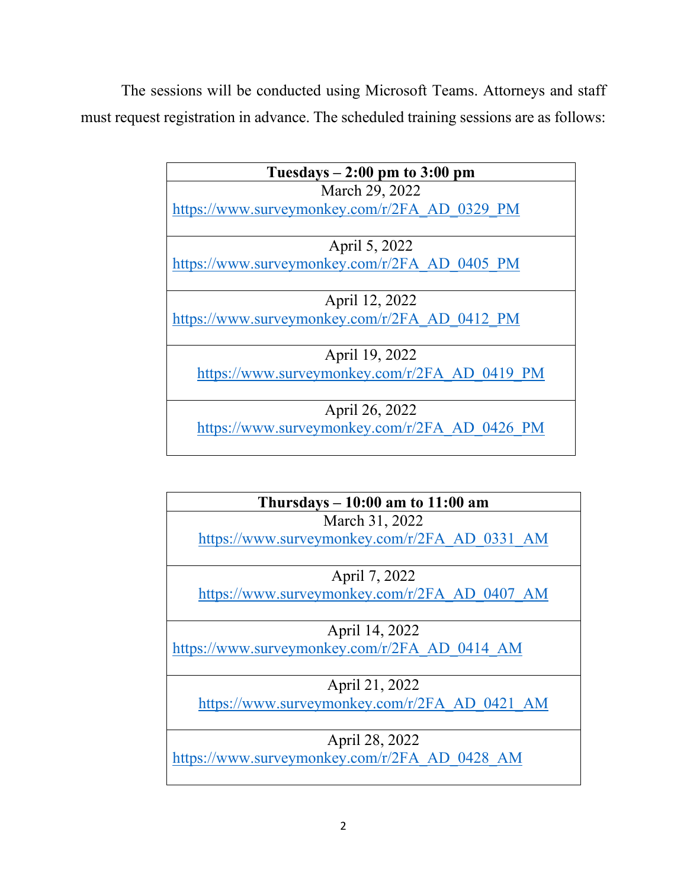The sessions will be conducted using Microsoft Teams. Attorneys and staff must request registration in advance. The scheduled training sessions are as follows:

| Tuesdays – 2:00 pm to 3:00 pm |
| --- |
| March 29, 2022<br>https://www.surveymonkey.com/r/2FA_AD_0329_PM |
| April 5, 2022<br>https://www.surveymonkey.com/r/2FA_AD_0405_PM |
| April 12, 2022<br>https://www.surveymonkey.com/r/2FA_AD_0412_PM |
| April 19, 2022<br>https://www.surveymonkey.com/r/2FA_AD_0419_PM |
| April 26, 2022<br>https://www.surveymonkey.com/r/2FA_AD_0426_PM |

| Thursdays – 10:00 am to 11:00 am |
| --- |
| March 31, 2022<br>https://www.surveymonkey.com/r/2FA_AD_0331_AM |
| April 7, 2022<br>https://www.surveymonkey.com/r/2FA_AD_0407_AM |
| April 14, 2022<br>https://www.surveymonkey.com/r/2FA_AD_0414_AM |
| April 21, 2022<br>https://www.surveymonkey.com/r/2FA_AD_0421_AM |
| April 28, 2022<br>https://www.surveymonkey.com/r/2FA_AD_0428_AM |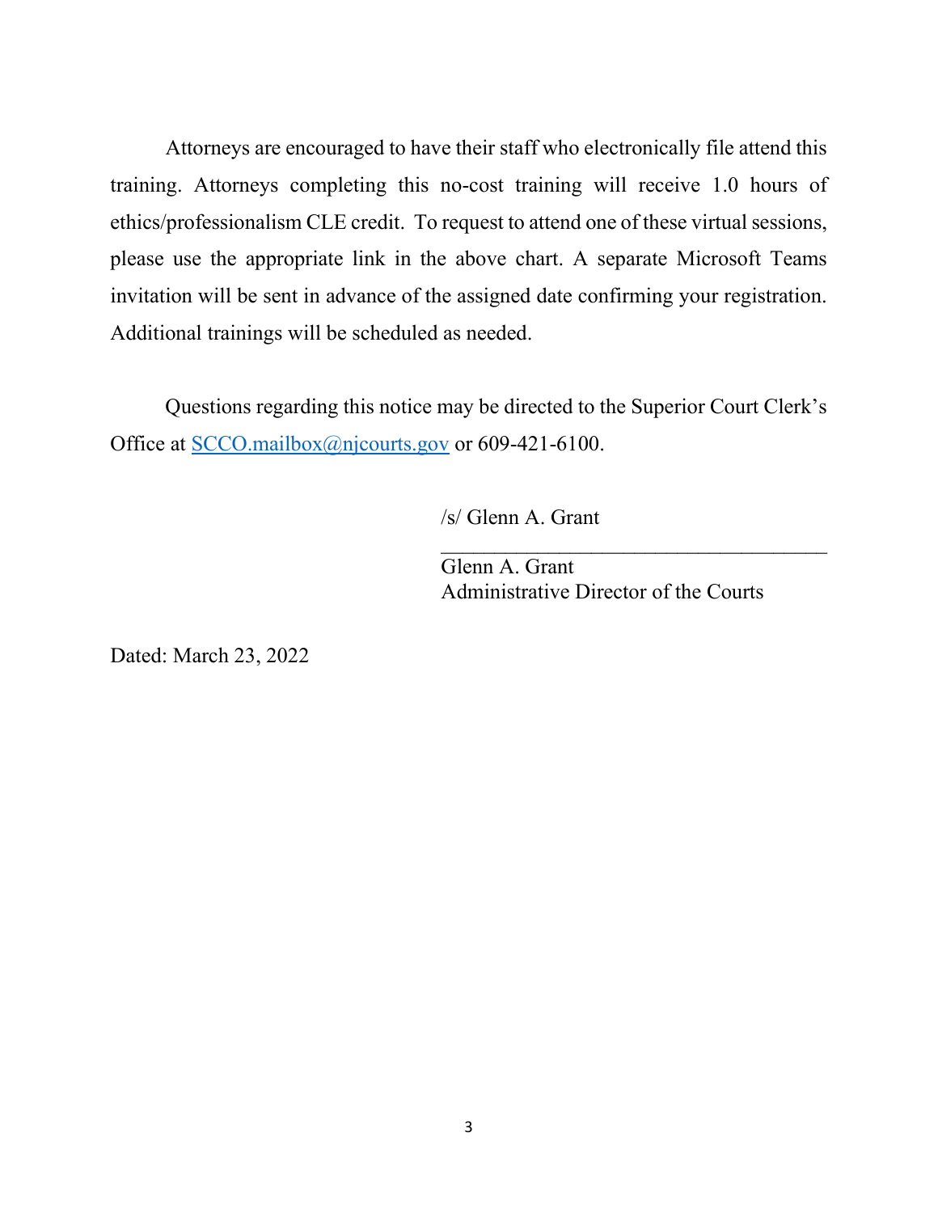Attorneys are encouraged to have their staff who electronically file attend this training. Attorneys completing this no-cost training will receive 1.0 hours of ethics/professionalism CLE credit. To request to attend one of these virtual sessions, please use the appropriate link in the above chart. A separate Microsoft Teams invitation will be sent in advance of the assigned date confirming your registration. Additional trainings will be scheduled as needed.

Questions regarding this notice may be directed to the Superior Court Clerk's Office at SCCO.mailbox@njcourts.gov or 609-421-6100.

/s/ Glenn A. Grant

Glenn A. Grant
Administrative Director of the Courts

Dated: March 23, 2022